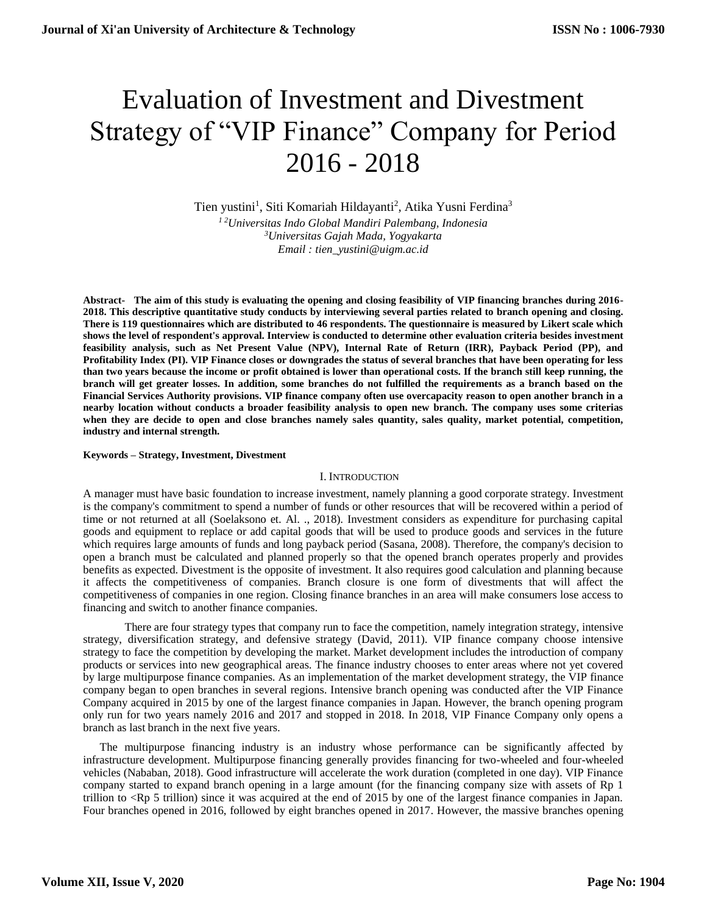# Evaluation of Investment and Divestment Strategy of "VIP Finance" Company for Period 2016 - 2018

Tien yustini[1], Siti Komariah Hildayanti[2], Atika Yusni Ferdina[3]

*[1 2]Universitas Indo Global Mandiri Palembang, Indonesia*
*[3]Universitas Gajah Mada, Yogyakarta*
*Email : tien_yustini@uigm.ac.id*

**Abstract- The aim of this study is evaluating the opening and closing feasibility of VIP financing branches during 2016-2018. This descriptive quantitative study conducts by interviewing several parties related to branch opening and closing. There is 119 questionnaires which are distributed to 46 respondents. The questionnaire is measured by Likert scale which shows the level of respondent's approval. Interview is conducted to determine other evaluation criteria besides investment feasibility analysis, such as Net Present Value (NPV), Internal Rate of Return (IRR), Payback Period (PP), and Profitability Index (PI). VIP Finance closes or downgrades the status of several branches that have been operating for less than two years because the income or profit obtained is lower than operational costs. If the branch still keep running, the branch will get greater losses. In addition, some branches do not fulfilled the requirements as a branch based on the Financial Services Authority provisions. VIP finance company often use overcapacity reason to open another branch in a nearby location without conducts a broader feasibility analysis to open new branch. The company uses some criterias when they are decide to open and close branches namely sales quantity, sales quality, market potential, competition, industry and internal strength.**

**Keywords – Strategy, Investment, Divestment**

## I. Introduction

A manager must have basic foundation to increase investment, namely planning a good corporate strategy. Investment is the company's commitment to spend a number of funds or other resources that will be recovered within a period of time or not returned at all (Soelaksono et. Al. ., 2018). Investment considers as expenditure for purchasing capital goods and equipment to replace or add capital goods that will be used to produce goods and services in the future which requires large amounts of funds and long payback period (Sasana, 2008). Therefore, the company's decision to open a branch must be calculated and planned properly so that the opened branch operates properly and provides benefits as expected. Divestment is the opposite of investment. It also requires good calculation and planning because it affects the competitiveness of companies. Branch closure is one form of divestments that will affect the competitiveness of companies in one region. Closing finance branches in an area will make consumers lose access to financing and switch to another finance companies.

There are four strategy types that company run to face the competition, namely integration strategy, intensive strategy, diversification strategy, and defensive strategy (David, 2011). VIP finance company choose intensive strategy to face the competition by developing the market. Market development includes the introduction of company products or services into new geographical areas. The finance industry chooses to enter areas where not yet covered by large multipurpose finance companies. As an implementation of the market development strategy, the VIP finance company began to open branches in several regions. Intensive branch opening was conducted after the VIP Finance Company acquired in 2015 by one of the largest finance companies in Japan. However, the branch opening program only run for two years namely 2016 and 2017 and stopped in 2018. In 2018, VIP Finance Company only opens a branch as last branch in the next five years.

The multipurpose financing industry is an industry whose performance can be significantly affected by infrastructure development. Multipurpose financing generally provides financing for two-wheeled and four-wheeled vehicles (Nababan, 2018). Good infrastructure will accelerate the work duration (completed in one day). VIP Finance company started to expand branch opening in a large amount (for the financing company size with assets of Rp 1 trillion to <Rp 5 trillion) since it was acquired at the end of 2015 by one of the largest finance companies in Japan. Four branches opened in 2016, followed by eight branches opened in 2017. However, the massive branches opening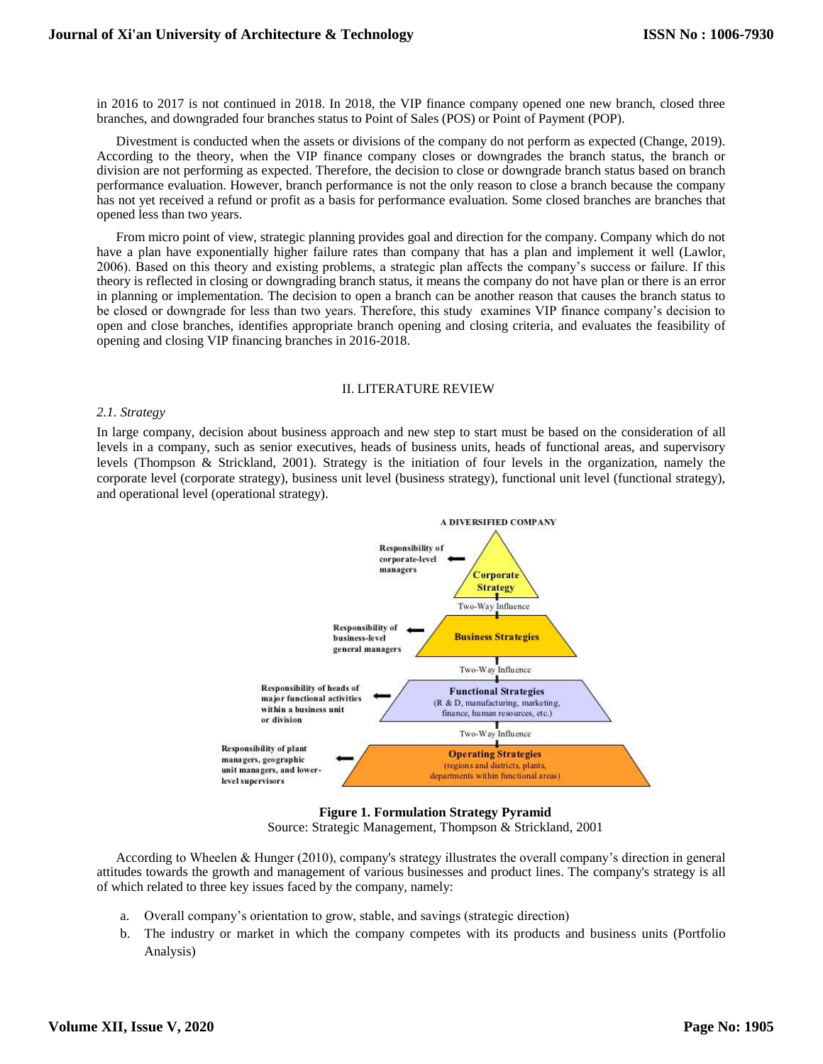in 2016 to 2017 is not continued in 2018. In 2018, the VIP finance company opened one new branch, closed three branches, and downgraded four branches status to Point of Sales (POS) or Point of Payment (POP).

Divestment is conducted when the assets or divisions of the company do not perform as expected (Change, 2019). According to the theory, when the VIP finance company closes or downgrades the branch status, the branch or division are not performing as expected. Therefore, the decision to close or downgrade branch status based on branch performance evaluation. However, branch performance is not the only reason to close a branch because the company has not yet received a refund or profit as a basis for performance evaluation. Some closed branches are branches that opened less than two years.

From micro point of view, strategic planning provides goal and direction for the company. Company which do not have a plan have exponentially higher failure rates than company that has a plan and implement it well (Lawlor, 2006). Based on this theory and existing problems, a strategic plan affects the company's success or failure. If this theory is reflected in closing or downgrading branch status, it means the company do not have plan or there is an error in planning or implementation. The decision to open a branch can be another reason that causes the branch status to be closed or downgrade for less than two years. Therefore, this study examines VIP finance company's decision to open and close branches, identifies appropriate branch opening and closing criteria, and evaluates the feasibility of opening and closing VIP financing branches in 2016-2018.

## II. LITERATURE REVIEW

### *2.1. Strategy*

In large company, decision about business approach and new step to start must be based on the consideration of all levels in a company, such as senior executives, heads of business units, heads of functional areas, and supervisory levels (Thompson & Strickland, 2001). Strategy is the initiation of four levels in the organization, namely the corporate level (corporate strategy), business unit level (business strategy), functional unit level (functional strategy), and operational level (operational strategy).

A DIVERSIFIED COMPANY

- Responsibility of corporate-level managers → **Corporate Strategy**
- Two-Way Influence
- Responsibility of business-level general managers → **Business Strategies**
- Two-Way Influence
- Responsibility of heads of major functional activities within a business unit or division → **Functional Strategies** (R & D, manufacturing, marketing, finance, human resources, etc.)
- Two-Way Influence
- Responsibility of plant managers, geographic unit managers, and lower-level supervisors → **Operating Strategies** (regions and districts, plants, departments within functional areas)

**Figure 1. Formulation Strategy Pyramid**

Source: Strategic Management, Thompson & Strickland, 2001

According to Wheelen & Hunger (2010), company's strategy illustrates the overall company's direction in general attitudes towards the growth and management of various businesses and product lines. The company's strategy is all of which related to three key issues faced by the company, namely:

a. Overall company's orientation to grow, stable, and savings (strategic direction)
b. The industry or market in which the company competes with its products and business units (Portfolio Analysis)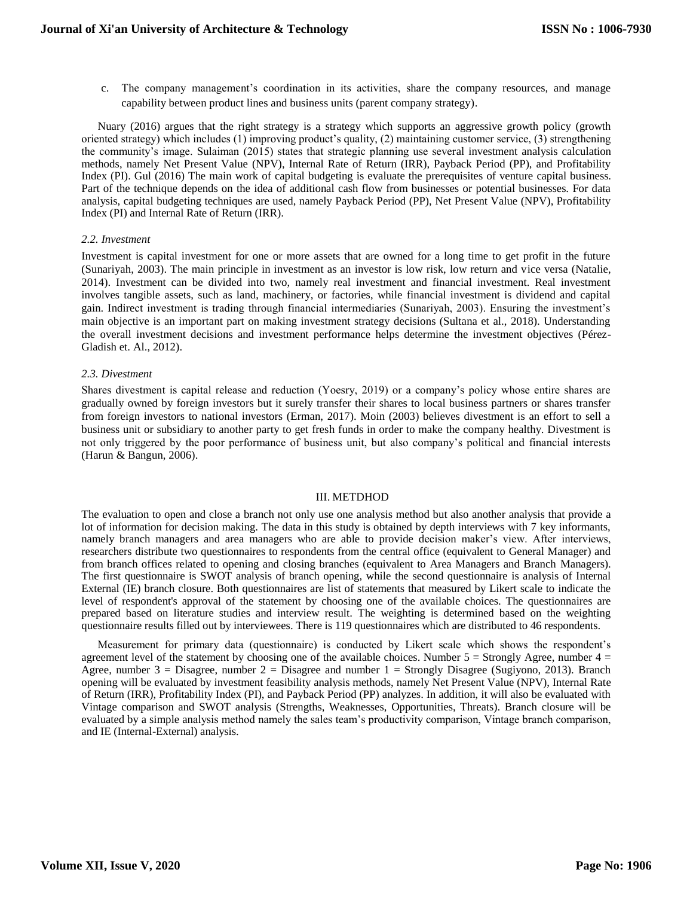c. The company management's coordination in its activities, share the company resources, and manage capability between product lines and business units (parent company strategy).

Nuary (2016) argues that the right strategy is a strategy which supports an aggressive growth policy (growth oriented strategy) which includes (1) improving product's quality, (2) maintaining customer service, (3) strengthening the community's image. Sulaiman (2015) states that strategic planning use several investment analysis calculation methods, namely Net Present Value (NPV), Internal Rate of Return (IRR), Payback Period (PP), and Profitability Index (PI). Gul (2016) The main work of capital budgeting is evaluate the prerequisites of venture capital business. Part of the technique depends on the idea of additional cash flow from businesses or potential businesses. For data analysis, capital budgeting techniques are used, namely Payback Period (PP), Net Present Value (NPV), Profitability Index (PI) and Internal Rate of Return (IRR).

### *2.2. Investment*

Investment is capital investment for one or more assets that are owned for a long time to get profit in the future (Sunariyah, 2003). The main principle in investment as an investor is low risk, low return and vice versa (Natalie, 2014). Investment can be divided into two, namely real investment and financial investment. Real investment involves tangible assets, such as land, machinery, or factories, while financial investment is dividend and capital gain. Indirect investment is trading through financial intermediaries (Sunariyah, 2003). Ensuring the investment's main objective is an important part on making investment strategy decisions (Sultana et al., 2018). Understanding the overall investment decisions and investment performance helps determine the investment objectives (Pérez-Gladish et. Al., 2012).

### *2.3. Divestment*

Shares divestment is capital release and reduction (Yoesry, 2019) or a company's policy whose entire shares are gradually owned by foreign investors but it surely transfer their shares to local business partners or shares transfer from foreign investors to national investors (Erman, 2017). Moin (2003) believes divestment is an effort to sell a business unit or subsidiary to another party to get fresh funds in order to make the company healthy. Divestment is not only triggered by the poor performance of business unit, but also company's political and financial interests (Harun & Bangun, 2006).

## III. METDHOD

The evaluation to open and close a branch not only use one analysis method but also another analysis that provide a lot of information for decision making. The data in this study is obtained by depth interviews with 7 key informants, namely branch managers and area managers who are able to provide decision maker's view. After interviews, researchers distribute two questionnaires to respondents from the central office (equivalent to General Manager) and from branch offices related to opening and closing branches (equivalent to Area Managers and Branch Managers). The first questionnaire is SWOT analysis of branch opening, while the second questionnaire is analysis of Internal External (IE) branch closure. Both questionnaires are list of statements that measured by Likert scale to indicate the level of respondent's approval of the statement by choosing one of the available choices. The questionnaires are prepared based on literature studies and interview result. The weighting is determined based on the weighting questionnaire results filled out by interviewees. There is 119 questionnaires which are distributed to 46 respondents.

Measurement for primary data (questionnaire) is conducted by Likert scale which shows the respondent's agreement level of the statement by choosing one of the available choices. Number 5 = Strongly Agree, number 4 = Agree, number 3 = Disagree, number 2 = Disagree and number 1 = Strongly Disagree (Sugiyono, 2013). Branch opening will be evaluated by investment feasibility analysis methods, namely Net Present Value (NPV), Internal Rate of Return (IRR), Profitability Index (PI), and Payback Period (PP) analyzes. In addition, it will also be evaluated with Vintage comparison and SWOT analysis (Strengths, Weaknesses, Opportunities, Threats). Branch closure will be evaluated by a simple analysis method namely the sales team's productivity comparison, Vintage branch comparison, and IE (Internal-External) analysis.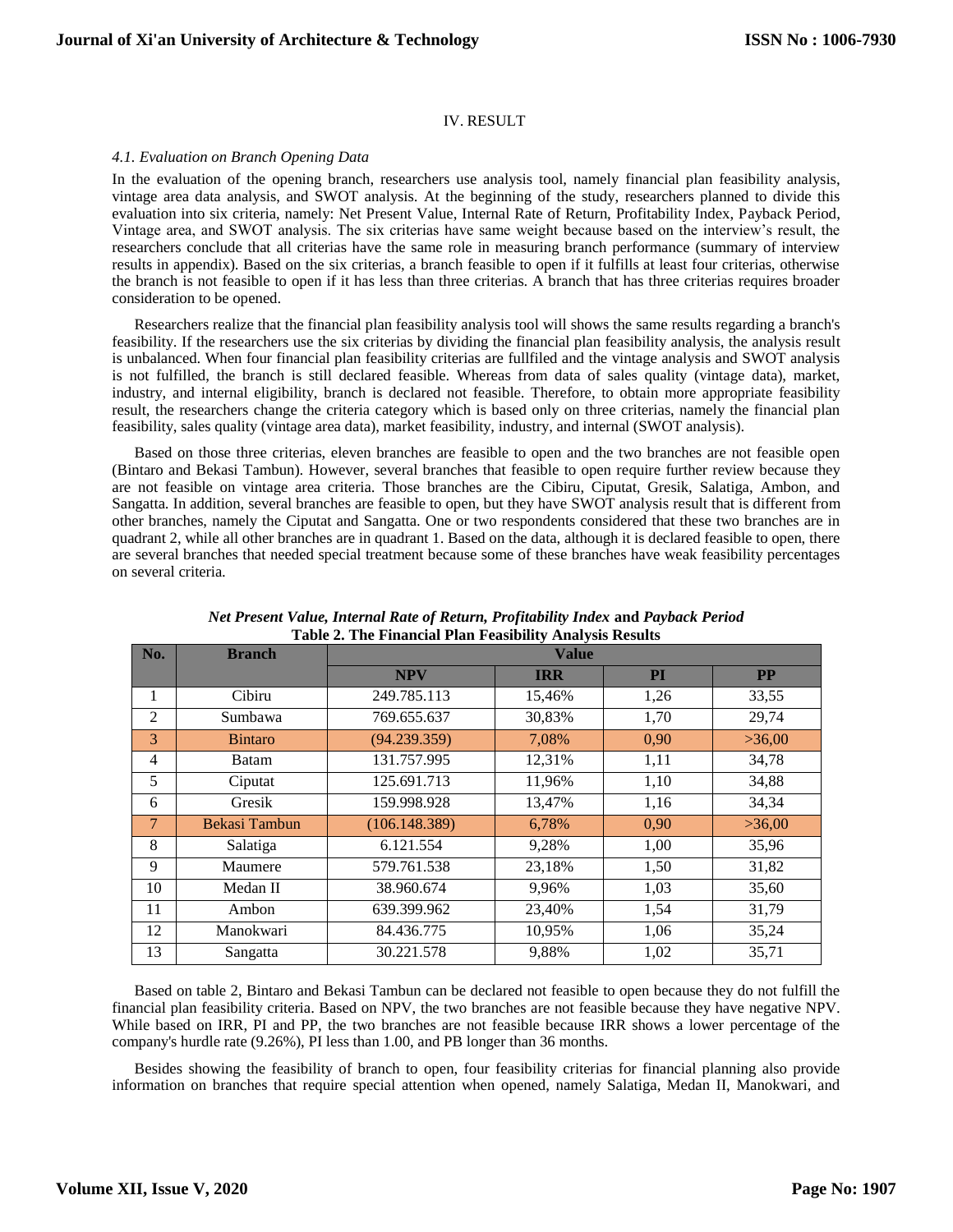## IV. RESULT

### *4.1. Evaluation on Branch Opening Data*

In the evaluation of the opening branch, researchers use analysis tool, namely financial plan feasibility analysis, vintage area data analysis, and SWOT analysis. At the beginning of the study, researchers planned to divide this evaluation into six criteria, namely: Net Present Value, Internal Rate of Return, Profitability Index, Payback Period, Vintage area, and SWOT analysis. The six criterias have same weight because based on the interview's result, the researchers conclude that all criterias have the same role in measuring branch performance (summary of interview results in appendix). Based on the six criterias, a branch feasible to open if it fulfills at least four criterias, otherwise the branch is not feasible to open if it has less than three criterias. A branch that has three criterias requires broader consideration to be opened.

Researchers realize that the financial plan feasibility analysis tool will shows the same results regarding a branch's feasibility. If the researchers use the six criterias by dividing the financial plan feasibility analysis, the analysis result is unbalanced. When four financial plan feasibility criterias are fullfiled and the vintage analysis and SWOT analysis is not fulfilled, the branch is still declared feasible. Whereas from data of sales quality (vintage data), market, industry, and internal eligibility, branch is declared not feasible. Therefore, to obtain more appropriate feasibility result, the researchers change the criteria category which is based only on three criterias, namely the financial plan feasibility, sales quality (vintage area data), market feasibility, industry, and internal (SWOT analysis).

Based on those three criterias, eleven branches are feasible to open and the two branches are not feasible open (Bintaro and Bekasi Tambun). However, several branches that feasible to open require further review because they are not feasible on vintage area criteria. Those branches are the Cibiru, Ciputat, Gresik, Salatiga, Ambon, and Sangatta. In addition, several branches are feasible to open, but they have SWOT analysis result that is different from other branches, namely the Ciputat and Sangatta. One or two respondents considered that these two branches are in quadrant 2, while all other branches are in quadrant 1. Based on the data, although it is declared feasible to open, there are several branches that needed special treatment because some of these branches have weak feasibility percentages on several criteria.

***Net Present Value, Internal Rate of Return, Profitability Index* and *Payback Period***
**Table 2. The Financial Plan Feasibility Analysis Results**

| No. | Branch | Value | | | |
|---|---|---|---|---|---|
| | | **NPV** | **IRR** | **PI** | **PP** |
| 1 | Cibiru | 249.785.113 | 15,46% | 1,26 | 33,55 |
| 2 | Sumbawa | 769.655.637 | 30,83% | 1,70 | 29,74 |
| 3 | Bintaro | (94.239.359) | 7,08% | 0,90 | >36,00 |
| 4 | Batam | 131.757.995 | 12,31% | 1,11 | 34,78 |
| 5 | Ciputat | 125.691.713 | 11,96% | 1,10 | 34,88 |
| 6 | Gresik | 159.998.928 | 13,47% | 1,16 | 34,34 |
| 7 | Bekasi Tambun | (106.148.389) | 6,78% | 0,90 | >36,00 |
| 8 | Salatiga | 6.121.554 | 9,28% | 1,00 | 35,96 |
| 9 | Maumere | 579.761.538 | 23,18% | 1,50 | 31,82 |
| 10 | Medan II | 38.960.674 | 9,96% | 1,03 | 35,60 |
| 11 | Ambon | 639.399.962 | 23,40% | 1,54 | 31,79 |
| 12 | Manokwari | 84.436.775 | 10,95% | 1,06 | 35,24 |
| 13 | Sangatta | 30.221.578 | 9,88% | 1,02 | 35,71 |

Based on table 2, Bintaro and Bekasi Tambun can be declared not feasible to open because they do not fulfill the financial plan feasibility criteria. Based on NPV, the two branches are not feasible because they have negative NPV. While based on IRR, PI and PP, the two branches are not feasible because IRR shows a lower percentage of the company's hurdle rate (9.26%), PI less than 1.00, and PB longer than 36 months.

Besides showing the feasibility of branch to open, four feasibility criterias for financial planning also provide information on branches that require special attention when opened, namely Salatiga, Medan II, Manokwari, and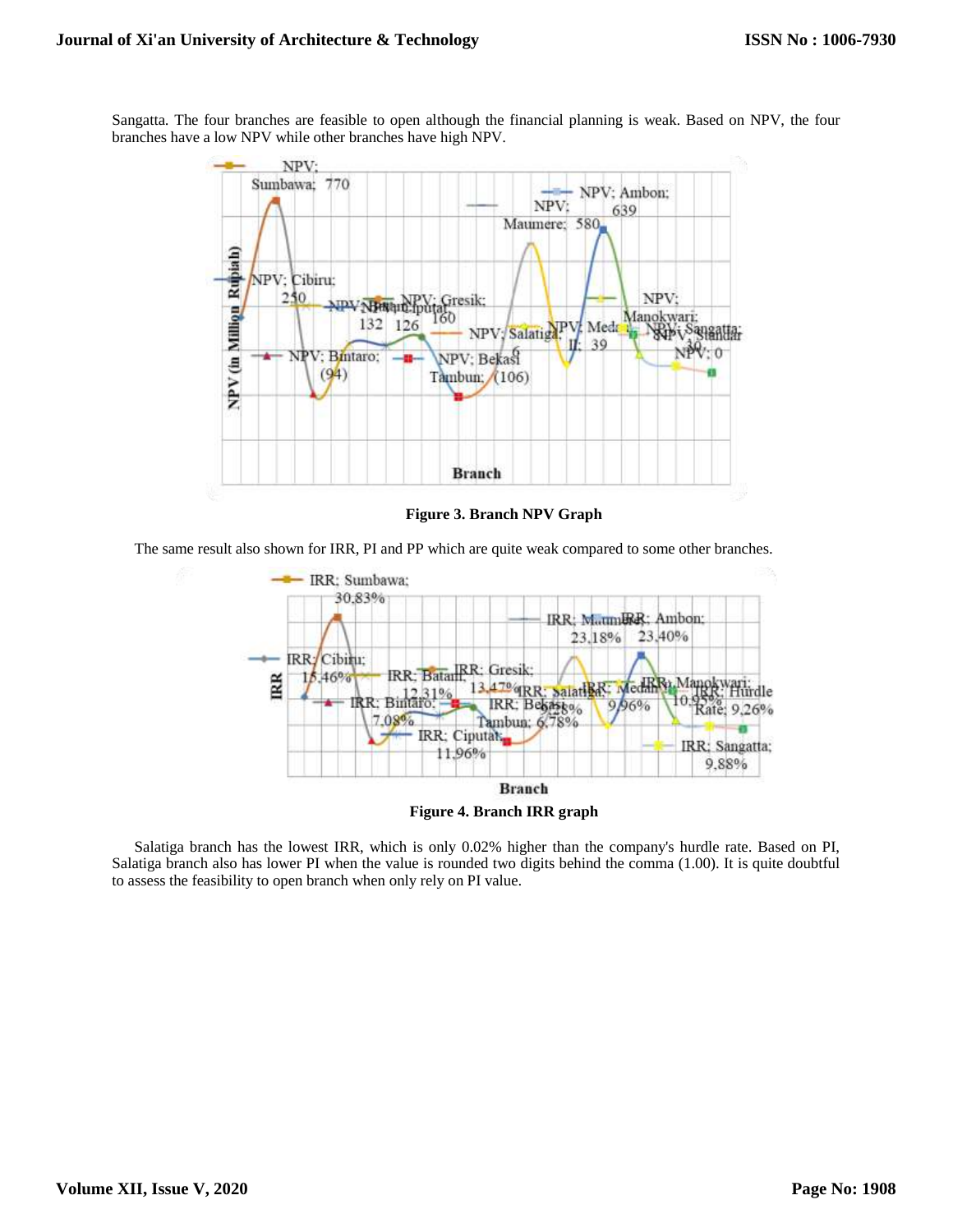Sangatta. The four branches are feasible to open although the financial planning is weak. Based on NPV, the four branches have a low NPV while other branches have high NPV.

**Figure 3. Branch NPV Graph**

The same result also shown for IRR, PI and PP which are quite weak compared to some other branches.

**Figure 4. Branch IRR graph**

Salatiga branch has the lowest IRR, which is only 0.02% higher than the company's hurdle rate. Based on PI, Salatiga branch also has lower PI when the value is rounded two digits behind the comma (1.00). It is quite doubtful to assess the feasibility to open branch when only rely on PI value.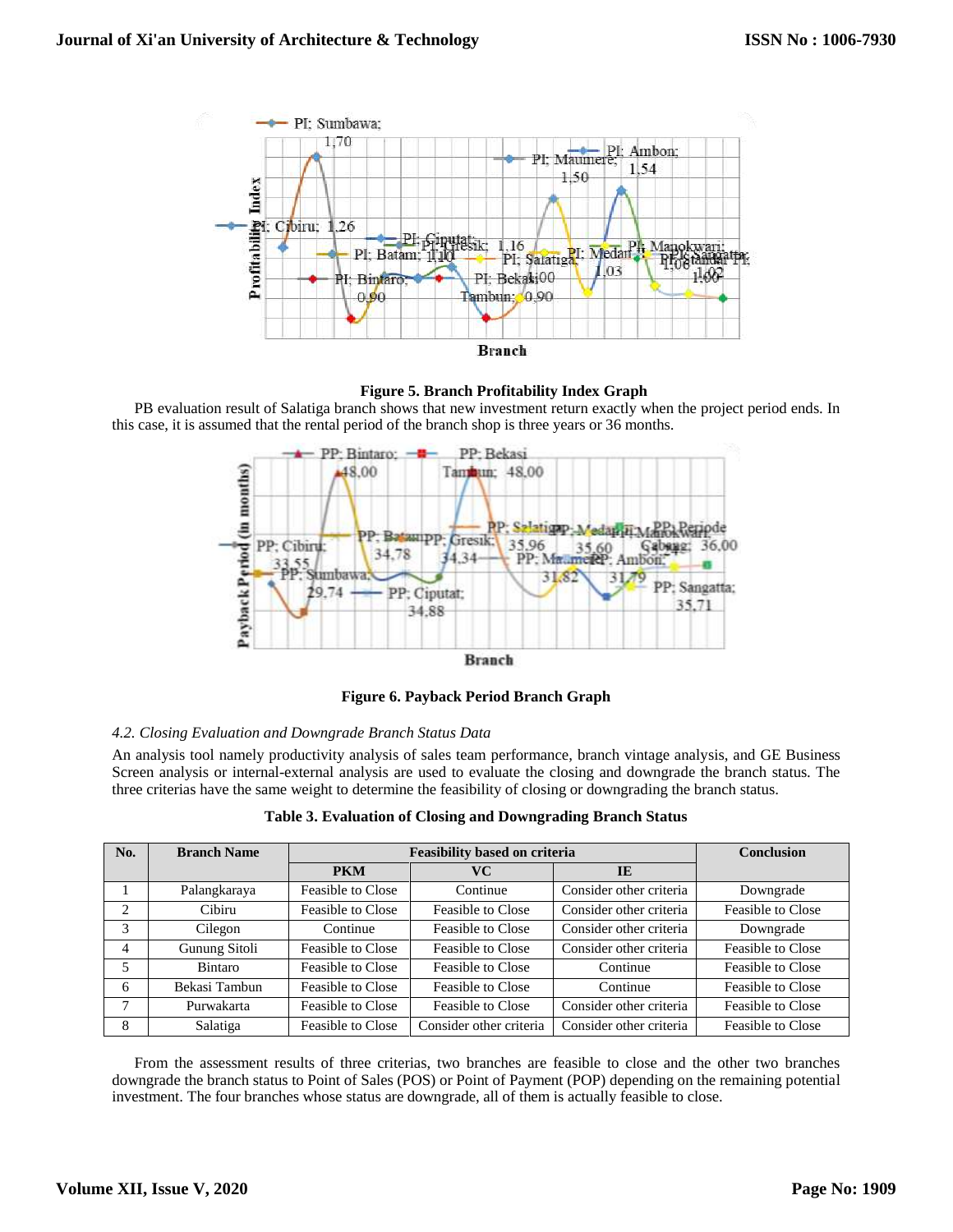**Figure 5. Branch Profitability Index Graph**

PB evaluation result of Salatiga branch shows that new investment return exactly when the project period ends. In this case, it is assumed that the rental period of the branch shop is three years or 36 months.

**Figure 6. Payback Period Branch Graph**

*4.2. Closing Evaluation and Downgrade Branch Status Data*

An analysis tool namely productivity analysis of sales team performance, branch vintage analysis, and GE Business Screen analysis or internal-external analysis are used to evaluate the closing and downgrade the branch status. The three criterias have the same weight to determine the feasibility of closing or downgrading the branch status.

**Table 3. Evaluation of Closing and Downgrading Branch Status**

| No. | Branch Name | Feasibility based on criteria | | | Conclusion |
|---|---|---|---|---|---|
| | | PKM | VC | IE | |
| 1 | Palangkaraya | Feasible to Close | Continue | Consider other criteria | Downgrade |
| 2 | Cibiru | Feasible to Close | Feasible to Close | Consider other criteria | Feasible to Close |
| 3 | Cilegon | Continue | Feasible to Close | Consider other criteria | Downgrade |
| 4 | Gunung Sitoli | Feasible to Close | Feasible to Close | Consider other criteria | Feasible to Close |
| 5 | Bintaro | Feasible to Close | Feasible to Close | Continue | Feasible to Close |
| 6 | Bekasi Tambun | Feasible to Close | Feasible to Close | Continue | Feasible to Close |
| 7 | Purwakarta | Feasible to Close | Feasible to Close | Consider other criteria | Feasible to Close |
| 8 | Salatiga | Feasible to Close | Consider other criteria | Consider other criteria | Feasible to Close |

From the assessment results of three criterias, two branches are feasible to close and the other two branches downgrade the branch status to Point of Sales (POS) or Point of Payment (POP) depending on the remaining potential investment. The four branches whose status are downgrade, all of them is actually feasible to close.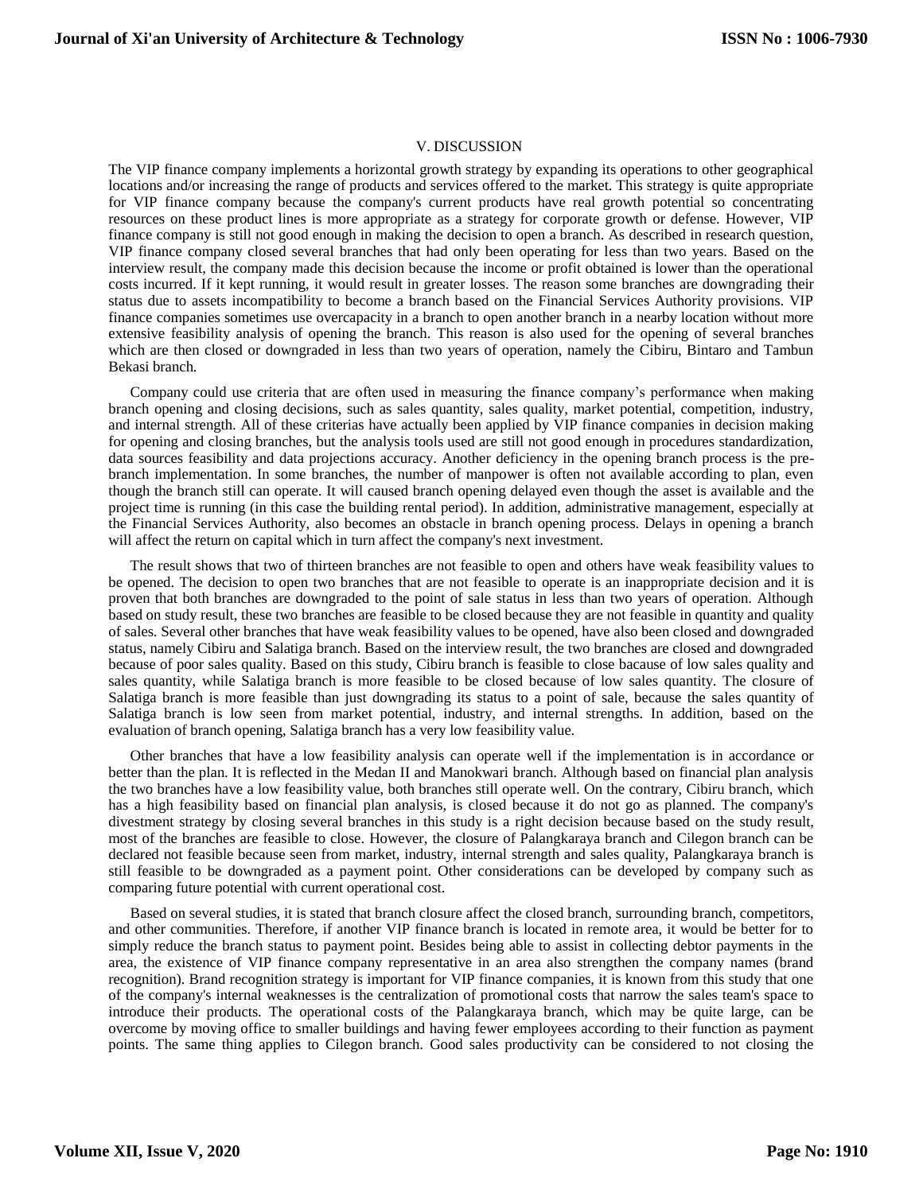## V. DISCUSSION

The VIP finance company implements a horizontal growth strategy by expanding its operations to other geographical locations and/or increasing the range of products and services offered to the market. This strategy is quite appropriate for VIP finance company because the company's current products have real growth potential so concentrating resources on these product lines is more appropriate as a strategy for corporate growth or defense. However, VIP finance company is still not good enough in making the decision to open a branch. As described in research question, VIP finance company closed several branches that had only been operating for less than two years. Based on the interview result, the company made this decision because the income or profit obtained is lower than the operational costs incurred. If it kept running, it would result in greater losses. The reason some branches are downgrading their status due to assets incompatibility to become a branch based on the Financial Services Authority provisions. VIP finance companies sometimes use overcapacity in a branch to open another branch in a nearby location without more extensive feasibility analysis of opening the branch. This reason is also used for the opening of several branches which are then closed or downgraded in less than two years of operation, namely the Cibiru, Bintaro and Tambun Bekasi branch.

Company could use criteria that are often used in measuring the finance company's performance when making branch opening and closing decisions, such as sales quantity, sales quality, market potential, competition, industry, and internal strength. All of these criterias have actually been applied by VIP finance companies in decision making for opening and closing branches, but the analysis tools used are still not good enough in procedures standardization, data sources feasibility and data projections accuracy. Another deficiency in the opening branch process is the pre-branch implementation. In some branches, the number of manpower is often not available according to plan, even though the branch still can operate. It will caused branch opening delayed even though the asset is available and the project time is running (in this case the building rental period). In addition, administrative management, especially at the Financial Services Authority, also becomes an obstacle in branch opening process. Delays in opening a branch will affect the return on capital which in turn affect the company's next investment.

The result shows that two of thirteen branches are not feasible to open and others have weak feasibility values to be opened. The decision to open two branches that are not feasible to operate is an inappropriate decision and it is proven that both branches are downgraded to the point of sale status in less than two years of operation. Although based on study result, these two branches are feasible to be closed because they are not feasible in quantity and quality of sales. Several other branches that have weak feasibility values to be opened, have also been closed and downgraded status, namely Cibiru and Salatiga branch. Based on the interview result, the two branches are closed and downgraded because of poor sales quality. Based on this study, Cibiru branch is feasible to close bacause of low sales quality and sales quantity, while Salatiga branch is more feasible to be closed because of low sales quantity. The closure of Salatiga branch is more feasible than just downgrading its status to a point of sale, because the sales quantity of Salatiga branch is low seen from market potential, industry, and internal strengths. In addition, based on the evaluation of branch opening, Salatiga branch has a very low feasibility value.

Other branches that have a low feasibility analysis can operate well if the implementation is in accordance or better than the plan. It is reflected in the Medan II and Manokwari branch. Although based on financial plan analysis the two branches have a low feasibility value, both branches still operate well. On the contrary, Cibiru branch, which has a high feasibility based on financial plan analysis, is closed because it do not go as planned. The company's divestment strategy by closing several branches in this study is a right decision because based on the study result, most of the branches are feasible to close. However, the closure of Palangkaraya branch and Cilegon branch can be declared not feasible because seen from market, industry, internal strength and sales quality, Palangkaraya branch is still feasible to be downgraded as a payment point. Other considerations can be developed by company such as comparing future potential with current operational cost.

Based on several studies, it is stated that branch closure affect the closed branch, surrounding branch, competitors, and other communities. Therefore, if another VIP finance branch is located in remote area, it would be better for to simply reduce the branch status to payment point. Besides being able to assist in collecting debtor payments in the area, the existence of VIP finance company representative in an area also strengthen the company names (brand recognition). Brand recognition strategy is important for VIP finance companies, it is known from this study that one of the company's internal weaknesses is the centralization of promotional costs that narrow the sales team's space to introduce their products. The operational costs of the Palangkaraya branch, which may be quite large, can be overcome by moving office to smaller buildings and having fewer employees according to their function as payment points. The same thing applies to Cilegon branch. Good sales productivity can be considered to not closing the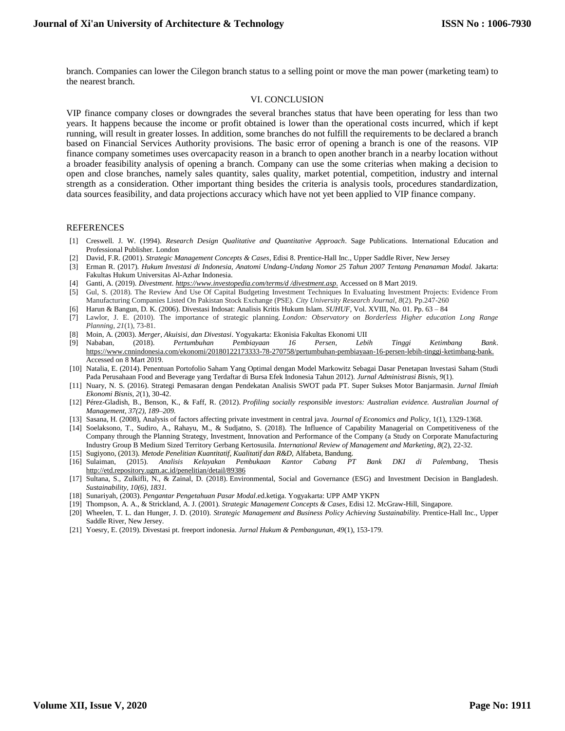branch. Companies can lower the Cilegon branch status to a selling point or move the man power (marketing team) to the nearest branch.

## VI. CONCLUSION

VIP finance company closes or downgrades the several branches status that have been operating for less than two years. It happens because the income or profit obtained is lower than the operational costs incurred, which if kept running, will result in greater losses. In addition, some branches do not fulfill the requirements to be declared a branch based on Financial Services Authority provisions. The basic error of opening a branch is one of the reasons. VIP finance company sometimes uses overcapacity reason in a branch to open another branch in a nearby location without a broader feasibility analysis of opening a branch. Company can use the some criterias when making a decision to open and close branches, namely sales quantity, sales quality, market potential, competition, industry and internal strength as a consideration. Other important thing besides the criteria is analysis tools, procedures standardization, data sources feasibility, and data projections accuracy which have not yet been applied to VIP finance company.

## REFERENCES

[1] Creswell. J. W. (1994). *Research Design Qualitative and Quantitative Approach*. Sage Publications. International Education and Professional Publisher. London

[2] David, F.R. (2001). *Strategic Management Concepts & Cases*, Edisi 8. Prentice-Hall Inc., Upper Saddle River, New Jersey

[3] Erman R. (2017). *Hukum Investasi di Indonesia, Anatomi Undang-Undang Nomor 25 Tahun 2007 Tentang Penanaman Modal.* Jakarta: Fakultas Hukum Universitas Al-Azhar Indonesia.

[4] Ganti, A. (2019). *Divestment*. *https://www.investopedia.com/terms/d /divestment.asp.* Accessed on 8 Mart 2019.

[5] Gul, S. (2018). The Review And Use Of Capital Budgeting Investment Techniques In Evaluating Investment Projects: Evidence From Manufacturing Companies Listed On Pakistan Stock Exchange (PSE). *City University Research Journal, 8*(2). Pp.247-260

[6] Harun & Bangun, D. K. (2006). Divestasi Indosat: Analisis Kritis Hukum Islam. *SUHUF*, Vol. XVIII, No. 01. Pp. 63 – 84

[7] Lawlor, J. E. (2010). The importance of strategic planning. *London: Observatory on Borderless Higher education Long Range Planning*, *21*(1), 73-81.

[8] Moin, A. (2003). *Merger, Akuisisi, dan Divestasi*. Yogyakarta: Ekonisia Fakultas Ekonomi UII

[9] Nababan, (2018). *Pertumbuhan Pembiayaan 16 Persen, Lebih Tinggi Ketimbang Bank*. https://www.cnnindonesia.com/ekonomi/20180122173333-78-270758/pertumbuhan-pembiayaan-16-persen-lebih-tinggi-ketimbang-bank. Accessed on 8 Mart 2019.

[10] Natalia, E. (2014). Penentuan Portofolio Saham Yang Optimal dengan Model Markowitz Sebagai Dasar Penetapan Investasi Saham (Studi Pada Perusahaan Food and Beverage yang Terdaftar di Bursa Efek Indonesia Tahun 2012). *Jurnal Administrasi Bisnis*, *9*(1).

[11] Nuary, N. S. (2016). Strategi Pemasaran dengan Pendekatan Analisis SWOT pada PT. Super Sukses Motor Banjarmasin. *Jurnal Ilmiah Ekonomi Bisnis*, *2*(1), 30-42.

[12] Pérez-Gladish, B., Benson, K., & Faff, R. (2012). *Profiling socially responsible investors: Australian evidence. Australian Journal of Management, 37(2), 189–209.*

[13] Sasana, H. (2008), Analysis of factors affecting private investment in central java. *Journal of Economics and Policy*, 1(1), 1329-1368.

[14] Soelaksono, T., Sudiro, A., Rahayu, M., & Sudjatno, S. (2018). The Influence of Capability Managerial on Competitiveness of the Company through the Planning Strategy, Investment, Innovation and Performance of the Company (a Study on Corporate Manufacturing Industry Group B Medium Sized Territory Gerbang Kertosusila. *International Review of Management and Marketing*, *8*(2), 22-32.

[15] Sugiyono, (2013). *Metode Penelitian Kuantitatif, Kualitatif dan R&D*, Alfabeta, Bandung.

[16] Sulaiman, (2015). *Analisis Kelayakan Pembukaan Kantor Cabang PT Bank DKI di Palembang*, Thesis http://etd.repository.ugm.ac.id/penelitian/detail/89386

[17] Sultana, S., Zulkifli, N., & Zainal, D. (2018). Environmental, Social and Governance (ESG) and Investment Decision in Bangladesh. *Sustainability, 10(6), 1831.*

[18] Sunariyah, (2003). *Pengantar Pengetahuan Pasar Modal*.ed.ketiga. Yogyakarta: UPP AMP YKPN

[19] Thompson, A. A., & Strickland, A. J. (2001). *Strategic Management Concepts & Cases*, Edisi 12. McGraw-Hill, Singapore.

[20] Wheelen, T. L. dan Hunger, J. D. (2010). *Strategic Management and Business Policy Achieving Sustainability.* Prentice-Hall Inc., Upper Saddle River, New Jersey.

[21] Yoesry, E. (2019). Divestasi pt. freeport indonesia. *Jurnal Hukum & Pembangunan*, *49*(1), 153-179.